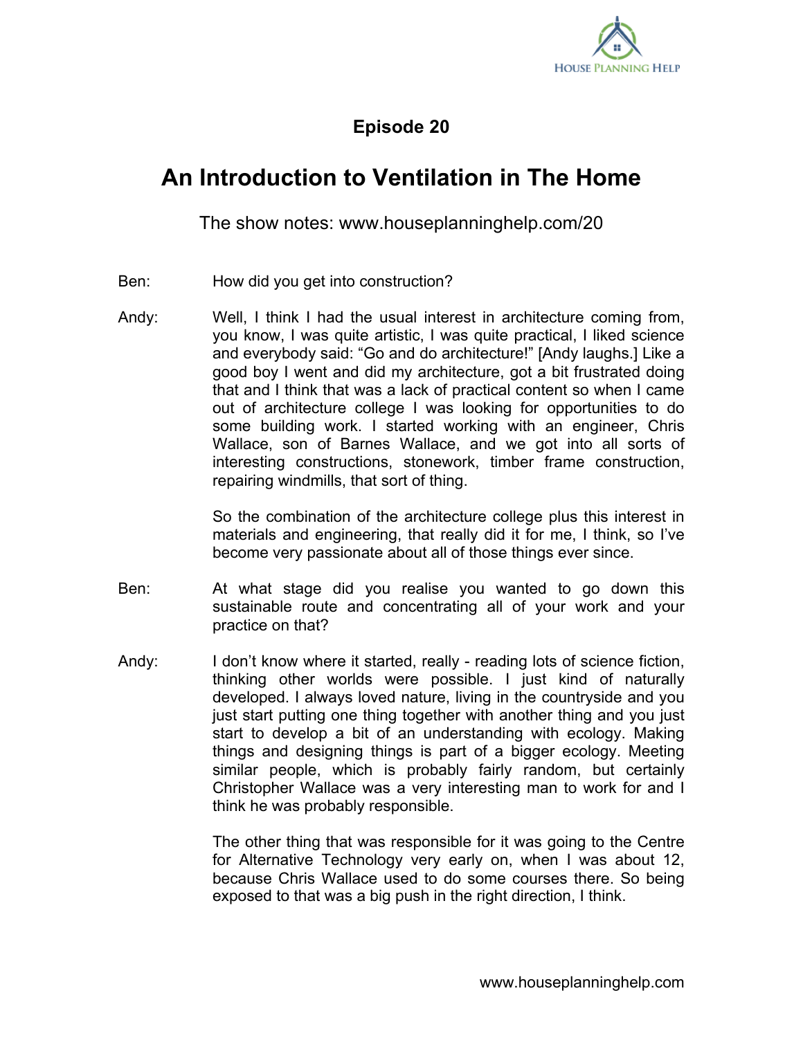## Episode 20

# An Introduction to Ventilation in The Home

The show notes: www.houseplanninghelp.com/20

**Ben:** How did you get into construction?

**Andy:** Well, I think I had the usual interest in architecture coming from, you know, I was quite artistic, I was quite practical, I liked science and everybody said: "Go and do architecture!" [Andy laughs.] Like a good boy I went and did my architecture, got a bit frustrated doing that and I think that was a lack of practical content so when I came out of architecture college I was looking for opportunities to do some building work. I started working with an engineer, Chris Wallace, son of Barnes Wallace, and we got into all sorts of interesting constructions, stonework, timber frame construction, repairing windmills, that sort of thing.

So the combination of the architecture college plus this interest in materials and engineering, that really did it for me, I think, so I've become very passionate about all of those things ever since.

**Ben:** At what stage did you realise you wanted to go down this sustainable route and concentrating all of your work and your practice on that?

**Andy:** I don't know where it started, really - reading lots of science fiction, thinking other worlds were possible. I just kind of naturally developed. I always loved nature, living in the countryside and you just start putting one thing together with another thing and you just start to develop a bit of an understanding with ecology. Making things and designing things is part of a bigger ecology. Meeting similar people, which is probably fairly random, but certainly Christopher Wallace was a very interesting man to work for and I think he was probably responsible.

The other thing that was responsible for it was going to the Centre for Alternative Technology very early on, when I was about 12, because Chris Wallace used to do some courses there. So being exposed to that was a big push in the right direction, I think.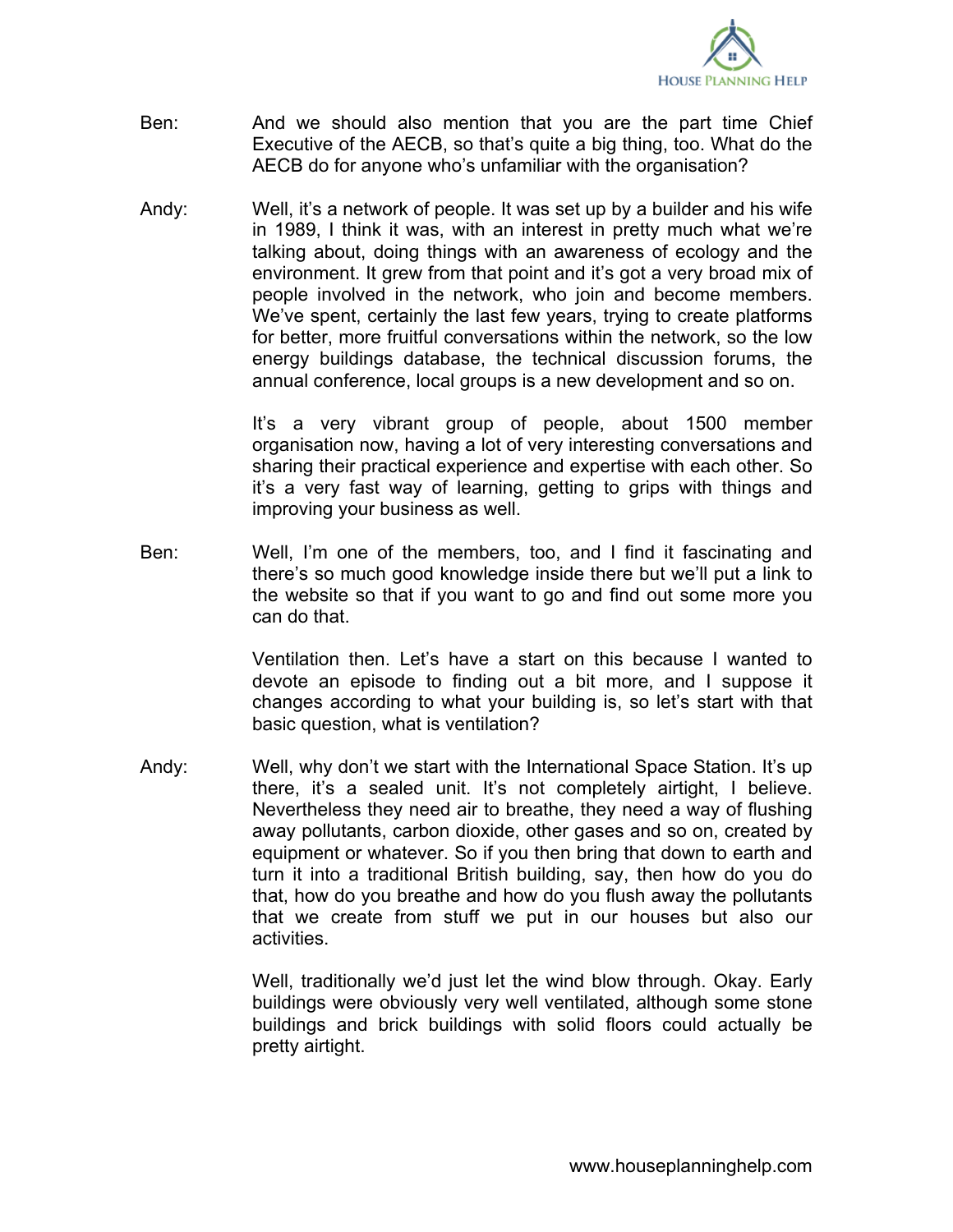Ben: And we should also mention that you are the part time Chief Executive of the AECB, so that's quite a big thing, too. What do the AECB do for anyone who's unfamiliar with the organisation?

Andy: Well, it's a network of people. It was set up by a builder and his wife in 1989, I think it was, with an interest in pretty much what we're talking about, doing things with an awareness of ecology and the environment. It grew from that point and it's got a very broad mix of people involved in the network, who join and become members. We've spent, certainly the last few years, trying to create platforms for better, more fruitful conversations within the network, so the low energy buildings database, the technical discussion forums, the annual conference, local groups is a new development and so on.

It's a very vibrant group of people, about 1500 member organisation now, having a lot of very interesting conversations and sharing their practical experience and expertise with each other. So it's a very fast way of learning, getting to grips with things and improving your business as well.

Ben: Well, I'm one of the members, too, and I find it fascinating and there's so much good knowledge inside there but we'll put a link to the website so that if you want to go and find out some more you can do that.

Ventilation then. Let's have a start on this because I wanted to devote an episode to finding out a bit more, and I suppose it changes according to what your building is, so let's start with that basic question, what is ventilation?

Andy: Well, why don't we start with the International Space Station. It's up there, it's a sealed unit. It's not completely airtight, I believe. Nevertheless they need air to breathe, they need a way of flushing away pollutants, carbon dioxide, other gases and so on, created by equipment or whatever. So if you then bring that down to earth and turn it into a traditional British building, say, then how do you do that, how do you breathe and how do you flush away the pollutants that we create from stuff we put in our houses but also our activities.

Well, traditionally we'd just let the wind blow through. Okay. Early buildings were obviously very well ventilated, although some stone buildings and brick buildings with solid floors could actually be pretty airtight.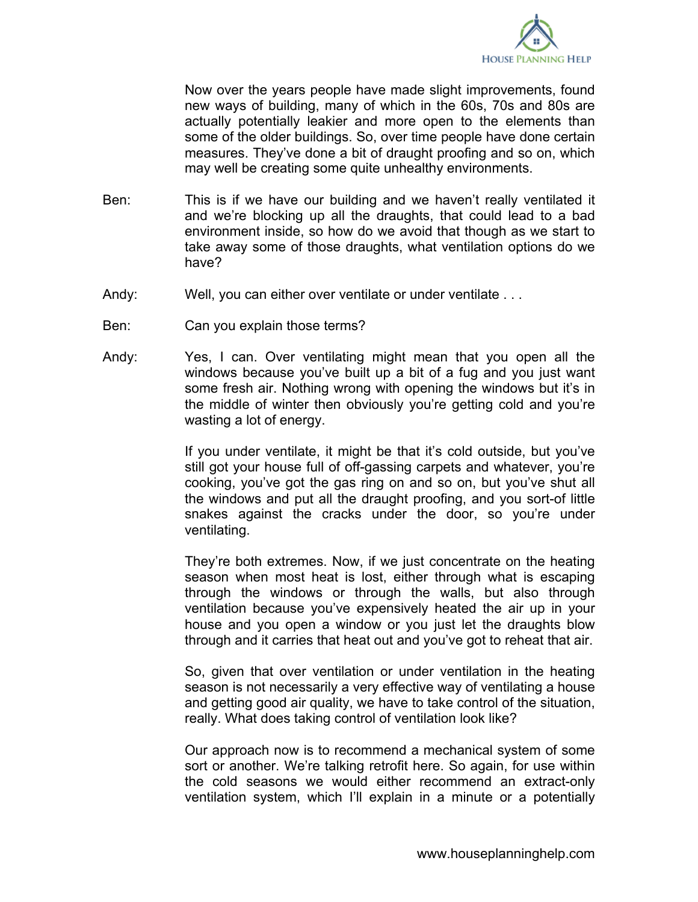Now over the years people have made slight improvements, found new ways of building, many of which in the 60s, 70s and 80s are actually potentially leakier and more open to the elements than some of the older buildings. So, over time people have done certain measures. They've done a bit of draught proofing and so on, which may well be creating some quite unhealthy environments.

Ben: This is if we have our building and we haven't really ventilated it and we're blocking up all the draughts, that could lead to a bad environment inside, so how do we avoid that though as we start to take away some of those draughts, what ventilation options do we have?

Andy: Well, you can either over ventilate or under ventilate . . .

Ben: Can you explain those terms?

Andy: Yes, I can. Over ventilating might mean that you open all the windows because you've built up a bit of a fug and you just want some fresh air. Nothing wrong with opening the windows but it's in the middle of winter then obviously you're getting cold and you're wasting a lot of energy.

If you under ventilate, it might be that it's cold outside, but you've still got your house full of off-gassing carpets and whatever, you're cooking, you've got the gas ring on and so on, but you've shut all the windows and put all the draught proofing, and you sort-of little snakes against the cracks under the door, so you're under ventilating.

They're both extremes. Now, if we just concentrate on the heating season when most heat is lost, either through what is escaping through the windows or through the walls, but also through ventilation because you've expensively heated the air up in your house and you open a window or you just let the draughts blow through and it carries that heat out and you've got to reheat that air.

So, given that over ventilation or under ventilation in the heating season is not necessarily a very effective way of ventilating a house and getting good air quality, we have to take control of the situation, really. What does taking control of ventilation look like?

Our approach now is to recommend a mechanical system of some sort or another. We're talking retrofit here. So again, for use within the cold seasons we would either recommend an extract-only ventilation system, which I'll explain in a minute or a potentially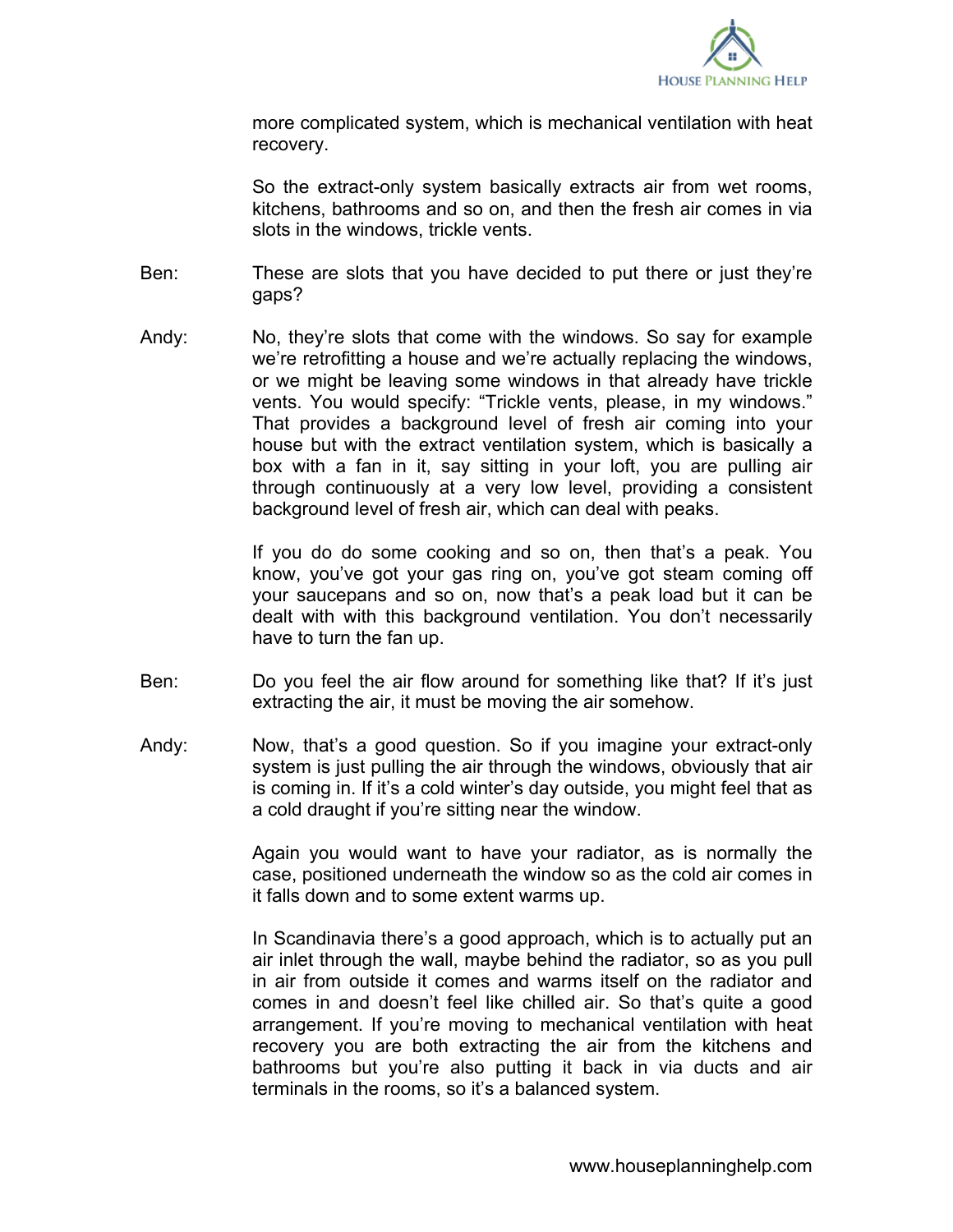more complicated system, which is mechanical ventilation with heat recovery.

So the extract-only system basically extracts air from wet rooms, kitchens, bathrooms and so on, and then the fresh air comes in via slots in the windows, trickle vents.

**Ben:** These are slots that you have decided to put there or just they're gaps?

**Andy:** No, they're slots that come with the windows. So say for example we're retrofitting a house and we're actually replacing the windows, or we might be leaving some windows in that already have trickle vents. You would specify: "Trickle vents, please, in my windows." That provides a background level of fresh air coming into your house but with the extract ventilation system, which is basically a box with a fan in it, say sitting in your loft, you are pulling air through continuously at a very low level, providing a consistent background level of fresh air, which can deal with peaks.

If you do do some cooking and so on, then that's a peak. You know, you've got your gas ring on, you've got steam coming off your saucepans and so on, now that's a peak load but it can be dealt with with this background ventilation. You don't necessarily have to turn the fan up.

**Ben:** Do you feel the air flow around for something like that? If it's just extracting the air, it must be moving the air somehow.

**Andy:** Now, that's a good question. So if you imagine your extract-only system is just pulling the air through the windows, obviously that air is coming in. If it's a cold winter's day outside, you might feel that as a cold draught if you're sitting near the window.

Again you would want to have your radiator, as is normally the case, positioned underneath the window so as the cold air comes in it falls down and to some extent warms up.

In Scandinavia there's a good approach, which is to actually put an air inlet through the wall, maybe behind the radiator, so as you pull in air from outside it comes and warms itself on the radiator and comes in and doesn't feel like chilled air. So that's quite a good arrangement. If you're moving to mechanical ventilation with heat recovery you are both extracting the air from the kitchens and bathrooms but you're also putting it back in via ducts and air terminals in the rooms, so it's a balanced system.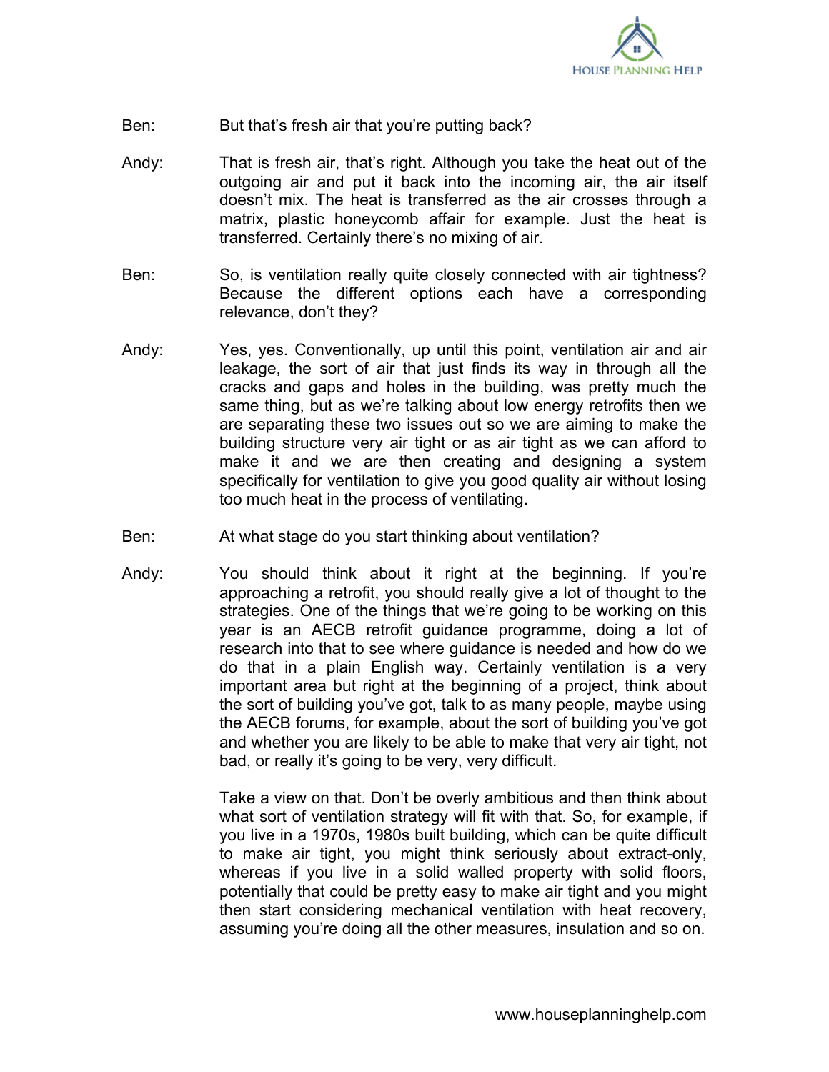Ben: But that's fresh air that you're putting back?

Andy: That is fresh air, that's right. Although you take the heat out of the outgoing air and put it back into the incoming air, the air itself doesn't mix. The heat is transferred as the air crosses through a matrix, plastic honeycomb affair for example. Just the heat is transferred. Certainly there's no mixing of air.

Ben: So, is ventilation really quite closely connected with air tightness? Because the different options each have a corresponding relevance, don't they?

Andy: Yes, yes. Conventionally, up until this point, ventilation air and air leakage, the sort of air that just finds its way in through all the cracks and gaps and holes in the building, was pretty much the same thing, but as we're talking about low energy retrofits then we are separating these two issues out so we are aiming to make the building structure very air tight or as air tight as we can afford to make it and we are then creating and designing a system specifically for ventilation to give you good quality air without losing too much heat in the process of ventilating.

Ben: At what stage do you start thinking about ventilation?

Andy: You should think about it right at the beginning. If you're approaching a retrofit, you should really give a lot of thought to the strategies. One of the things that we're going to be working on this year is an AECB retrofit guidance programme, doing a lot of research into that to see where guidance is needed and how do we do that in a plain English way. Certainly ventilation is a very important area but right at the beginning of a project, think about the sort of building you've got, talk to as many people, maybe using the AECB forums, for example, about the sort of building you've got and whether you are likely to be able to make that very air tight, not bad, or really it's going to be very, very difficult.

Take a view on that. Don't be overly ambitious and then think about what sort of ventilation strategy will fit with that. So, for example, if you live in a 1970s, 1980s built building, which can be quite difficult to make air tight, you might think seriously about extract-only, whereas if you live in a solid walled property with solid floors, potentially that could be pretty easy to make air tight and you might then start considering mechanical ventilation with heat recovery, assuming you're doing all the other measures, insulation and so on.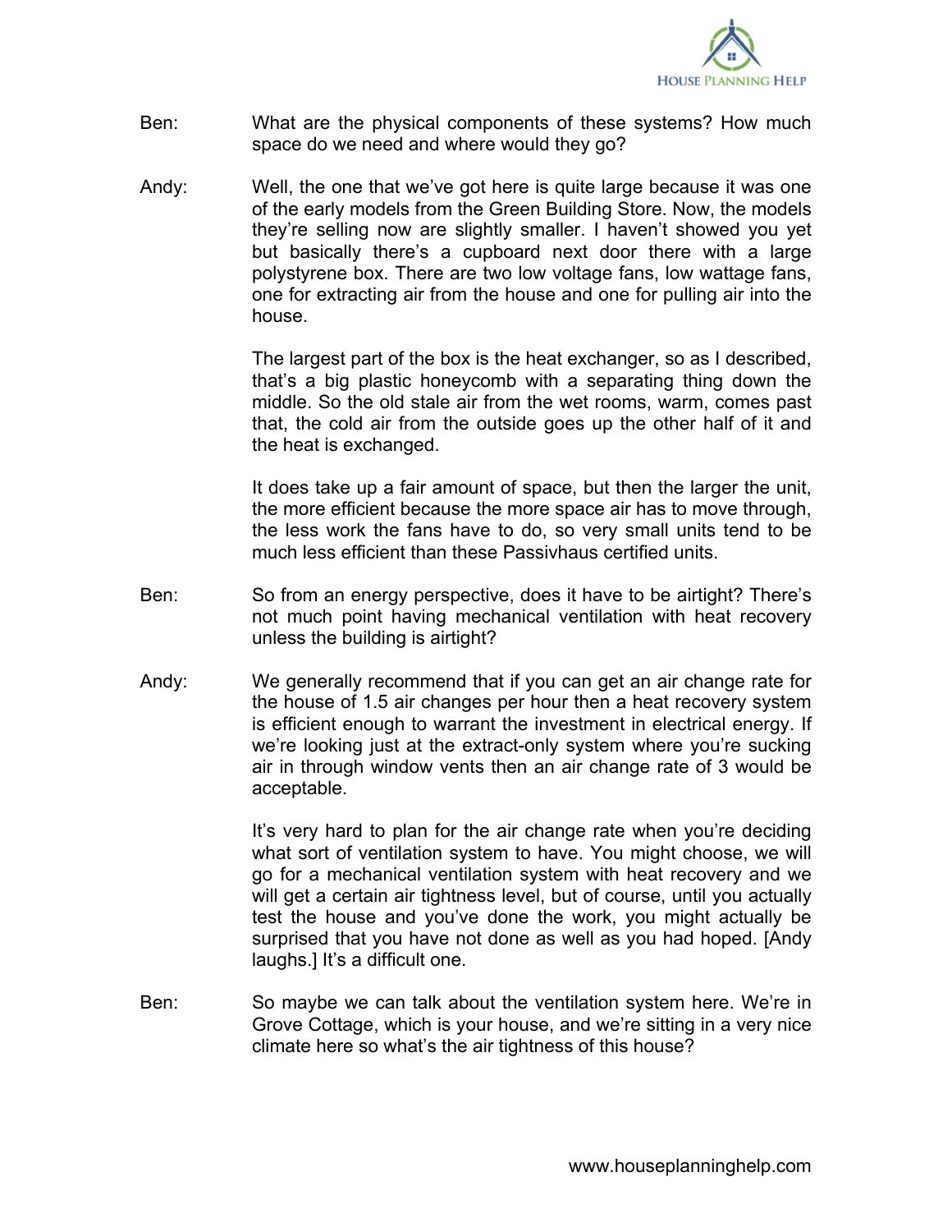Ben: What are the physical components of these systems? How much space do we need and where would they go?

Andy: Well, the one that we've got here is quite large because it was one of the early models from the Green Building Store. Now, the models they're selling now are slightly smaller. I haven't showed you yet but basically there's a cupboard next door there with a large polystyrene box. There are two low voltage fans, low wattage fans, one for extracting air from the house and one for pulling air into the house.

The largest part of the box is the heat exchanger, so as I described, that's a big plastic honeycomb with a separating thing down the middle. So the old stale air from the wet rooms, warm, comes past that, the cold air from the outside goes up the other half of it and the heat is exchanged.

It does take up a fair amount of space, but then the larger the unit, the more efficient because the more space air has to move through, the less work the fans have to do, so very small units tend to be much less efficient than these Passivhaus certified units.

Ben: So from an energy perspective, does it have to be airtight? There's not much point having mechanical ventilation with heat recovery unless the building is airtight?

Andy: We generally recommend that if you can get an air change rate for the house of 1.5 air changes per hour then a heat recovery system is efficient enough to warrant the investment in electrical energy. If we're looking just at the extract-only system where you're sucking air in through window vents then an air change rate of 3 would be acceptable.

It's very hard to plan for the air change rate when you're deciding what sort of ventilation system to have. You might choose, we will go for a mechanical ventilation system with heat recovery and we will get a certain air tightness level, but of course, until you actually test the house and you've done the work, you might actually be surprised that you have not done as well as you had hoped. [Andy laughs.] It's a difficult one.

Ben: So maybe we can talk about the ventilation system here. We're in Grove Cottage, which is your house, and we're sitting in a very nice climate here so what's the air tightness of this house?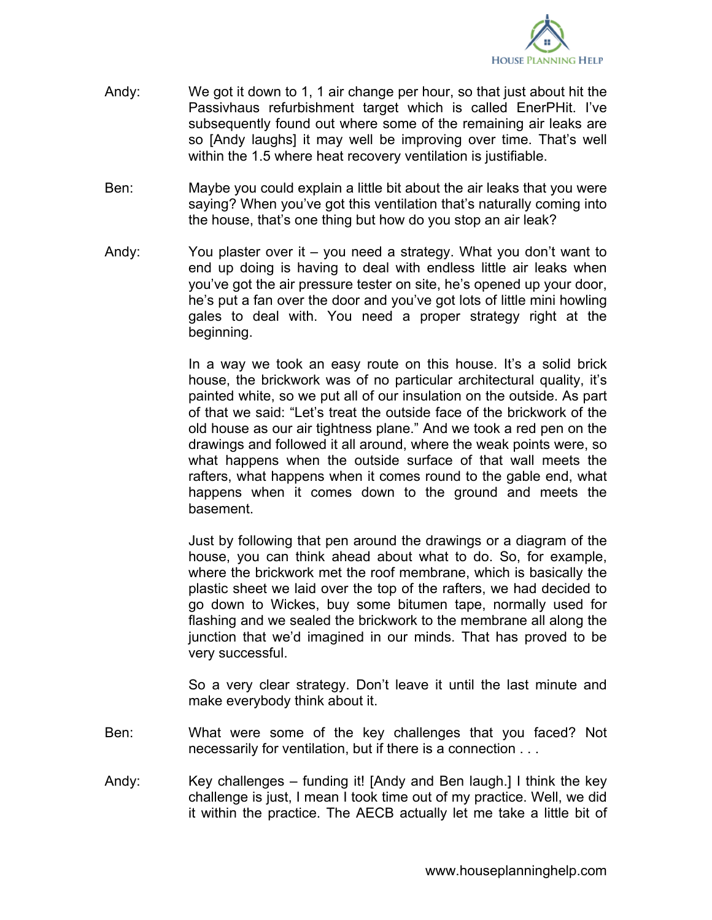Andy: We got it down to 1, 1 air change per hour, so that just about hit the Passivhaus refurbishment target which is called EnerPHit. I've subsequently found out where some of the remaining air leaks are so [Andy laughs] it may well be improving over time. That's well within the 1.5 where heat recovery ventilation is justifiable.

Ben: Maybe you could explain a little bit about the air leaks that you were saying? When you've got this ventilation that's naturally coming into the house, that's one thing but how do you stop an air leak?

Andy: You plaster over it – you need a strategy. What you don't want to end up doing is having to deal with endless little air leaks when you've got the air pressure tester on site, he's opened up your door, he's put a fan over the door and you've got lots of little mini howling gales to deal with. You need a proper strategy right at the beginning.

In a way we took an easy route on this house. It's a solid brick house, the brickwork was of no particular architectural quality, it's painted white, so we put all of our insulation on the outside. As part of that we said: "Let's treat the outside face of the brickwork of the old house as our air tightness plane." And we took a red pen on the drawings and followed it all around, where the weak points were, so what happens when the outside surface of that wall meets the rafters, what happens when it comes round to the gable end, what happens when it comes down to the ground and meets the basement.

Just by following that pen around the drawings or a diagram of the house, you can think ahead about what to do. So, for example, where the brickwork met the roof membrane, which is basically the plastic sheet we laid over the top of the rafters, we had decided to go down to Wickes, buy some bitumen tape, normally used for flashing and we sealed the brickwork to the membrane all along the junction that we'd imagined in our minds. That has proved to be very successful.

So a very clear strategy. Don't leave it until the last minute and make everybody think about it.

Ben: What were some of the key challenges that you faced? Not necessarily for ventilation, but if there is a connection . . .

Andy: Key challenges – funding it! [Andy and Ben laugh.] I think the key challenge is just, I mean I took time out of my practice. Well, we did it within the practice. The AECB actually let me take a little bit of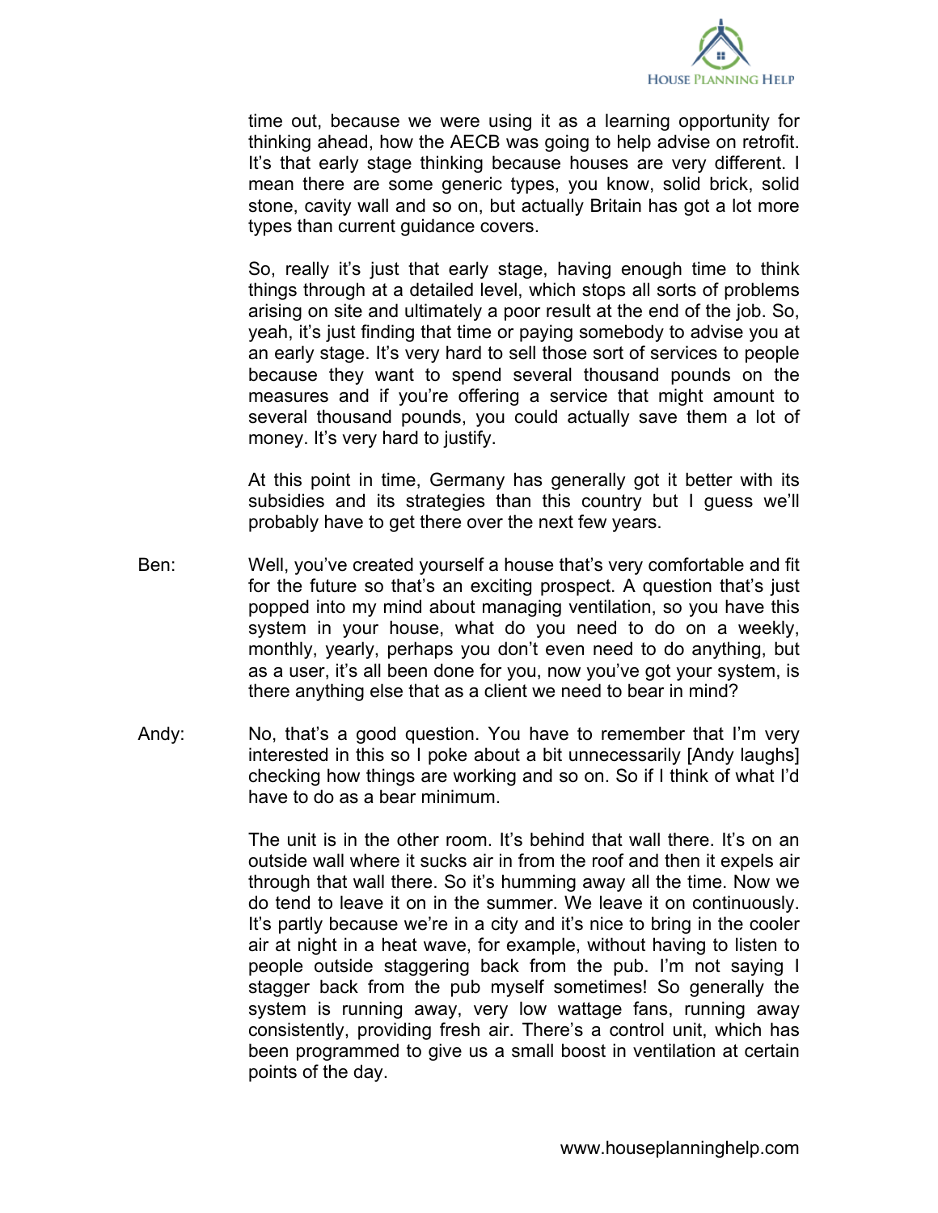time out, because we were using it as a learning opportunity for thinking ahead, how the AECB was going to help advise on retrofit. It's that early stage thinking because houses are very different. I mean there are some generic types, you know, solid brick, solid stone, cavity wall and so on, but actually Britain has got a lot more types than current guidance covers.

So, really it's just that early stage, having enough time to think things through at a detailed level, which stops all sorts of problems arising on site and ultimately a poor result at the end of the job. So, yeah, it's just finding that time or paying somebody to advise you at an early stage. It's very hard to sell those sort of services to people because they want to spend several thousand pounds on the measures and if you're offering a service that might amount to several thousand pounds, you could actually save them a lot of money. It's very hard to justify.

At this point in time, Germany has generally got it better with its subsidies and its strategies than this country but I guess we'll probably have to get there over the next few years.

Ben: Well, you've created yourself a house that's very comfortable and fit for the future so that's an exciting prospect. A question that's just popped into my mind about managing ventilation, so you have this system in your house, what do you need to do on a weekly, monthly, yearly, perhaps you don't even need to do anything, but as a user, it's all been done for you, now you've got your system, is there anything else that as a client we need to bear in mind?

Andy: No, that's a good question. You have to remember that I'm very interested in this so I poke about a bit unnecessarily [Andy laughs] checking how things are working and so on. So if I think of what I'd have to do as a bear minimum.

The unit is in the other room. It's behind that wall there. It's on an outside wall where it sucks air in from the roof and then it expels air through that wall there. So it's humming away all the time. Now we do tend to leave it on in the summer. We leave it on continuously. It's partly because we're in a city and it's nice to bring in the cooler air at night in a heat wave, for example, without having to listen to people outside staggering back from the pub. I'm not saying I stagger back from the pub myself sometimes! So generally the system is running away, very low wattage fans, running away consistently, providing fresh air. There's a control unit, which has been programmed to give us a small boost in ventilation at certain points of the day.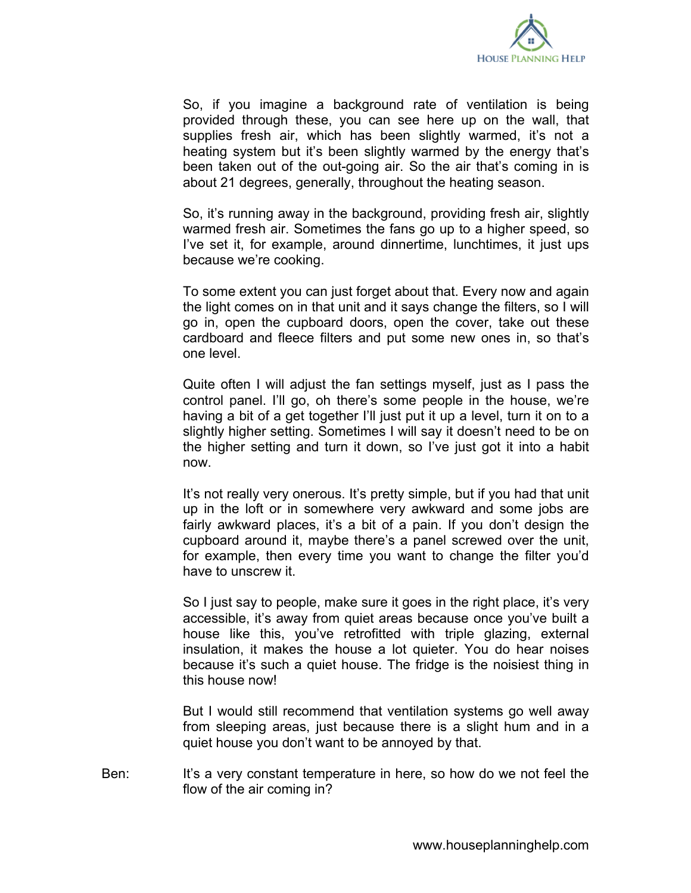So, if you imagine a background rate of ventilation is being provided through these, you can see here up on the wall, that supplies fresh air, which has been slightly warmed, it's not a heating system but it's been slightly warmed by the energy that's been taken out of the out-going air. So the air that's coming in is about 21 degrees, generally, throughout the heating season.

So, it's running away in the background, providing fresh air, slightly warmed fresh air. Sometimes the fans go up to a higher speed, so I've set it, for example, around dinnertime, lunchtimes, it just ups because we're cooking.

To some extent you can just forget about that. Every now and again the light comes on in that unit and it says change the filters, so I will go in, open the cupboard doors, open the cover, take out these cardboard and fleece filters and put some new ones in, so that's one level.

Quite often I will adjust the fan settings myself, just as I pass the control panel. I'll go, oh there's some people in the house, we're having a bit of a get together I'll just put it up a level, turn it on to a slightly higher setting. Sometimes I will say it doesn't need to be on the higher setting and turn it down, so I've just got it into a habit now.

It's not really very onerous. It's pretty simple, but if you had that unit up in the loft or in somewhere very awkward and some jobs are fairly awkward places, it's a bit of a pain. If you don't design the cupboard around it, maybe there's a panel screwed over the unit, for example, then every time you want to change the filter you'd have to unscrew it.

So I just say to people, make sure it goes in the right place, it's very accessible, it's away from quiet areas because once you've built a house like this, you've retrofitted with triple glazing, external insulation, it makes the house a lot quieter. You do hear noises because it's such a quiet house. The fridge is the noisiest thing in this house now!

But I would still recommend that ventilation systems go well away from sleeping areas, just because there is a slight hum and in a quiet house you don't want to be annoyed by that.

Ben: It's a very constant temperature in here, so how do we not feel the flow of the air coming in?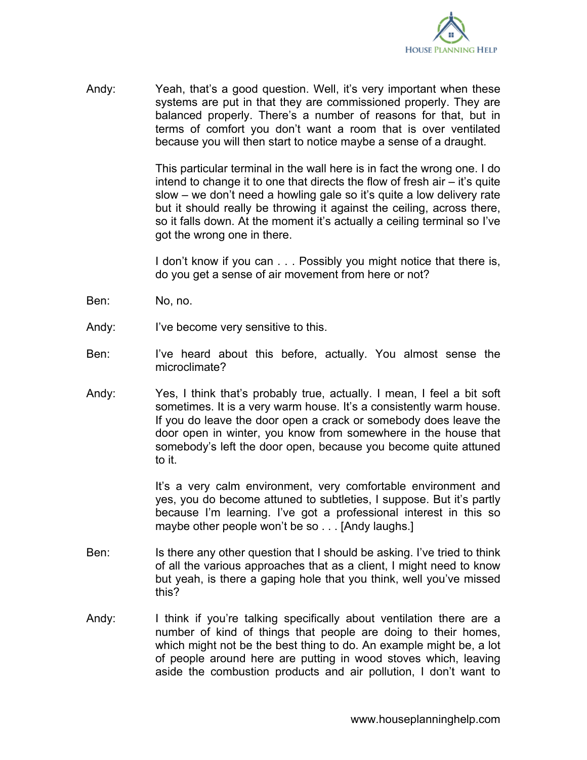Andy: Yeah, that's a good question. Well, it's very important when these systems are put in that they are commissioned properly. They are balanced properly. There's a number of reasons for that, but in terms of comfort you don't want a room that is over ventilated because you will then start to notice maybe a sense of a draught.

This particular terminal in the wall here is in fact the wrong one. I do intend to change it to one that directs the flow of fresh air – it's quite slow – we don't need a howling gale so it's quite a low delivery rate but it should really be throwing it against the ceiling, across there, so it falls down. At the moment it's actually a ceiling terminal so I've got the wrong one in there.

I don't know if you can . . . Possibly you might notice that there is, do you get a sense of air movement from here or not?

Ben: No, no.

Andy: I've become very sensitive to this.

Ben: I've heard about this before, actually. You almost sense the microclimate?

Andy: Yes, I think that's probably true, actually. I mean, I feel a bit soft sometimes. It is a very warm house. It's a consistently warm house. If you do leave the door open a crack or somebody does leave the door open in winter, you know from somewhere in the house that somebody's left the door open, because you become quite attuned to it.

It's a very calm environment, very comfortable environment and yes, you do become attuned to subtleties, I suppose. But it's partly because I'm learning. I've got a professional interest in this so maybe other people won't be so . . . [Andy laughs.]

Ben: Is there any other question that I should be asking. I've tried to think of all the various approaches that as a client, I might need to know but yeah, is there a gaping hole that you think, well you've missed this?

Andy: I think if you're talking specifically about ventilation there are a number of kind of things that people are doing to their homes, which might not be the best thing to do. An example might be, a lot of people around here are putting in wood stoves which, leaving aside the combustion products and air pollution, I don't want to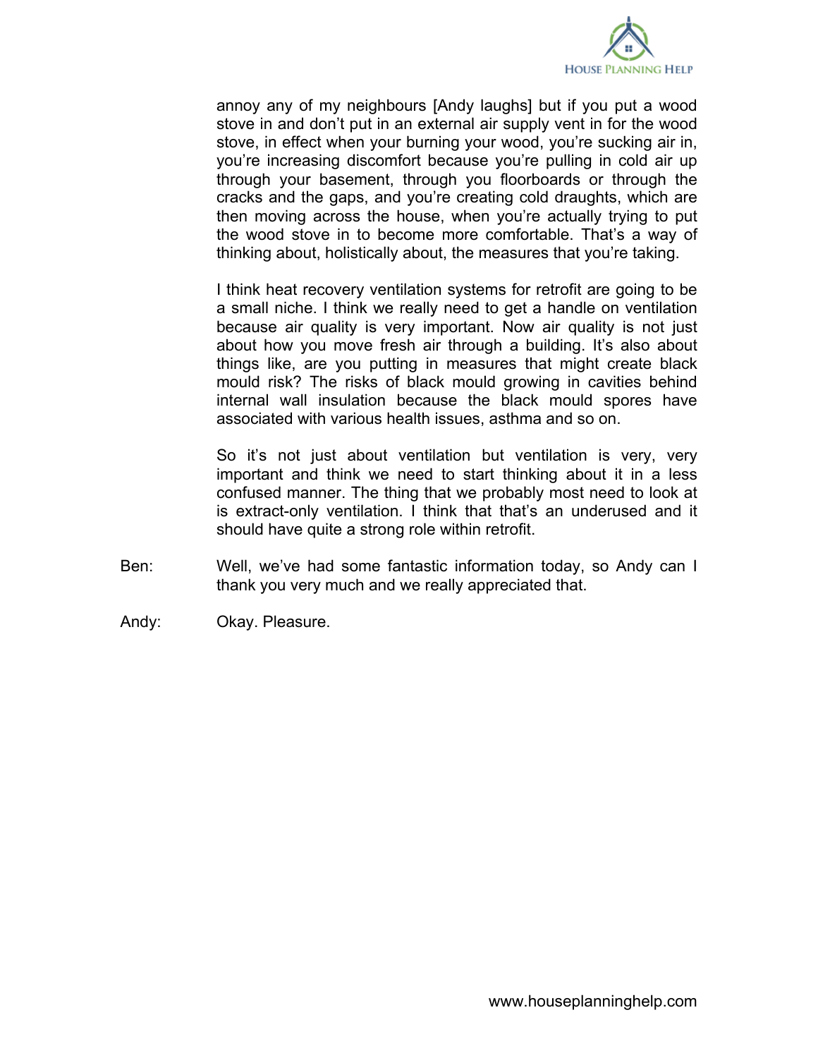annoy any of my neighbours [Andy laughs] but if you put a wood stove in and don't put in an external air supply vent in for the wood stove, in effect when your burning your wood, you're sucking air in, you're increasing discomfort because you're pulling in cold air up through your basement, through you floorboards or through the cracks and the gaps, and you're creating cold draughts, which are then moving across the house, when you're actually trying to put the wood stove in to become more comfortable. That's a way of thinking about, holistically about, the measures that you're taking.

I think heat recovery ventilation systems for retrofit are going to be a small niche. I think we really need to get a handle on ventilation because air quality is very important. Now air quality is not just about how you move fresh air through a building. It's also about things like, are you putting in measures that might create black mould risk? The risks of black mould growing in cavities behind internal wall insulation because the black mould spores have associated with various health issues, asthma and so on.

So it's not just about ventilation but ventilation is very, very important and think we need to start thinking about it in a less confused manner. The thing that we probably most need to look at is extract-only ventilation. I think that that's an underused and it should have quite a strong role within retrofit.

Ben: Well, we've had some fantastic information today, so Andy can I thank you very much and we really appreciated that.

Andy: Okay. Pleasure.